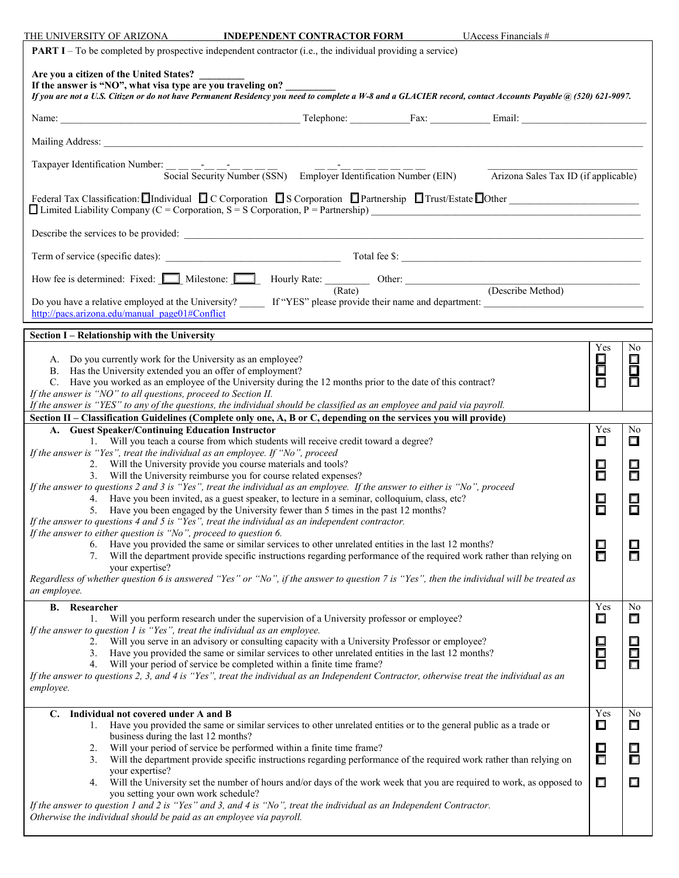THE UNIVERSITY OF ARIZONA **INDEPENDENT CONTRACTOR FORM** UAccess Financials # 

**PART I** – To be completed by prospective independent contractor (i.e., the individual providing a service)

**Are you a citizen of the United States?** _________
**If the answer is "NO", what visa type are you traveling on?** __________
***If you are not a U.S. Citizen or do not have Permanent Residency you need to complete a W-8 and a GLACIER record, contact Accounts Payable @ (520) 621-9097.***

Name: ______________________ Telephone: ____________ Fax: ____________ Email: ____________________

Mailing Address: ______________________________________________

Taxpayer Identification Number: __ __ __-__ __-__ __ __ __ Social Security Number (SSN) __ __-__ __ __ __ __ __ __ Employer Identification Number (EIN) ________________ Arizona Sales Tax ID (if applicable)

Federal Tax Classification: ☐ Individual ☐ C Corporation ☐ S Corporation ☐ Partnership ☐ Trust/Estate ☐ Other ____________
☐ Limited Liability Company (C = Corporation, S = S Corporation, P = Partnership) ____________

Describe the services to be provided: ______________________________________________

Term of service (specific dates): ____________________ Total fee $: ____________________

How fee is determined: Fixed: ☐ Milestone: ☐ Hourly Rate: ________ (Rate) Other: ____________________ (Describe Method)

Do you have a relative employed at the University? _____ If "YES" please provide their name and department: ____________________
http://pacs.arizona.edu/manual_page01#Conflict

| **Section I – Relationship with the University** | Yes | No |
|---|---|---|
| A. Do you currently work for the University as an employee? | ☐ | ☐ |
| B. Has the University extended you an offer of employment? | ☐ | ☐ |
| C. Have you worked as an employee of the University during the 12 months prior to the date of this contract? | ☐ | ☐ |
| *If the answer is "NO" to all questions, proceed to Section II.* | | |
| *If the answer is "YES" to any of the questions, the individual should be classified as an employee and paid via payroll.* | | |

| **Section II – Classification Guidelines (Complete only one, A, B or C, depending on the services you will provide)** | | |
|---|---|---|
| **A. Guest Speaker/Continuing Education Instructor** | Yes | No |
| 1. Will you teach a course from which students will receive credit toward a degree? | ☐ | ☐ |
| *If the answer is "Yes", treat the individual as an employee. If "No", proceed* | | |
| 2. Will the University provide you course materials and tools? | ☐ | ☐ |
| 3. Will the University reimburse you for course related expenses? | ☐ | ☐ |
| *If the answer to questions 2 and 3 is "Yes", treat the individual as an employee. If the answer to either is "No", proceed* | | |
| 4. Have you been invited, as a guest speaker, to lecture in a seminar, colloquium, class, etc? | ☐ | ☐ |
| 5. Have you been engaged by the University fewer than 5 times in the past 12 months? | ☐ | ☐ |
| *If the answer to questions 4 and 5 is "Yes", treat the individual as an independent contractor.* | | |
| *If the answer to either question is "No", proceed to question 6.* | | |
| 6. Have you provided the same or similar services to other unrelated entities in the last 12 months? | ☐ | ☐ |
| 7. Will the department provide specific instructions regarding performance of the required work rather than relying on your expertise? | ☐ | ☐ |
| *Regardless of whether question 6 is answered "Yes" or "No", if the answer to question 7 is "Yes", then the individual will be treated as an employee.* | | |
| **B. Researcher** | Yes | No |
| 1. Will you perform research under the supervision of a University professor or employee? | ☐ | ☐ |
| *If the answer to question 1 is "Yes", treat the individual as an employee.* | | |
| 2. Will you serve in an advisory or consulting capacity with a University Professor or employee? | ☐ | ☐ |
| 3. Have you provided the same or similar services to other unrelated entities in the last 12 months? | ☐ | ☐ |
| 4. Will your period of service be completed within a finite time frame? | ☐ | ☐ |
| *If the answer to questions 2, 3, and 4 is "Yes", treat the individual as an Independent Contractor, otherwise treat the individual as an employee.* | | |
| **C. Individual not covered under A and B** | Yes | No |
| 1. Have you provided the same or similar services to other unrelated entities or to the general public as a trade or business during the last 12 months? | ☐ | ☐ |
| 2. Will your period of service be performed within a finite time frame? | ☐ | ☐ |
| 3. Will the department provide specific instructions regarding performance of the required work rather than relying on your expertise? | ☐ | ☐ |
| 4. Will the University set the number of hours and/or days of the work week that you are required to work, as opposed to you setting your own work schedule? | ☐ | ☐ |
| *If the answer to question 1 and 2 is "Yes" and 3, and 4 is "No", treat the individual as an Independent Contractor.* | | |
| *Otherwise the individual should be paid as an employee via payroll.* | | |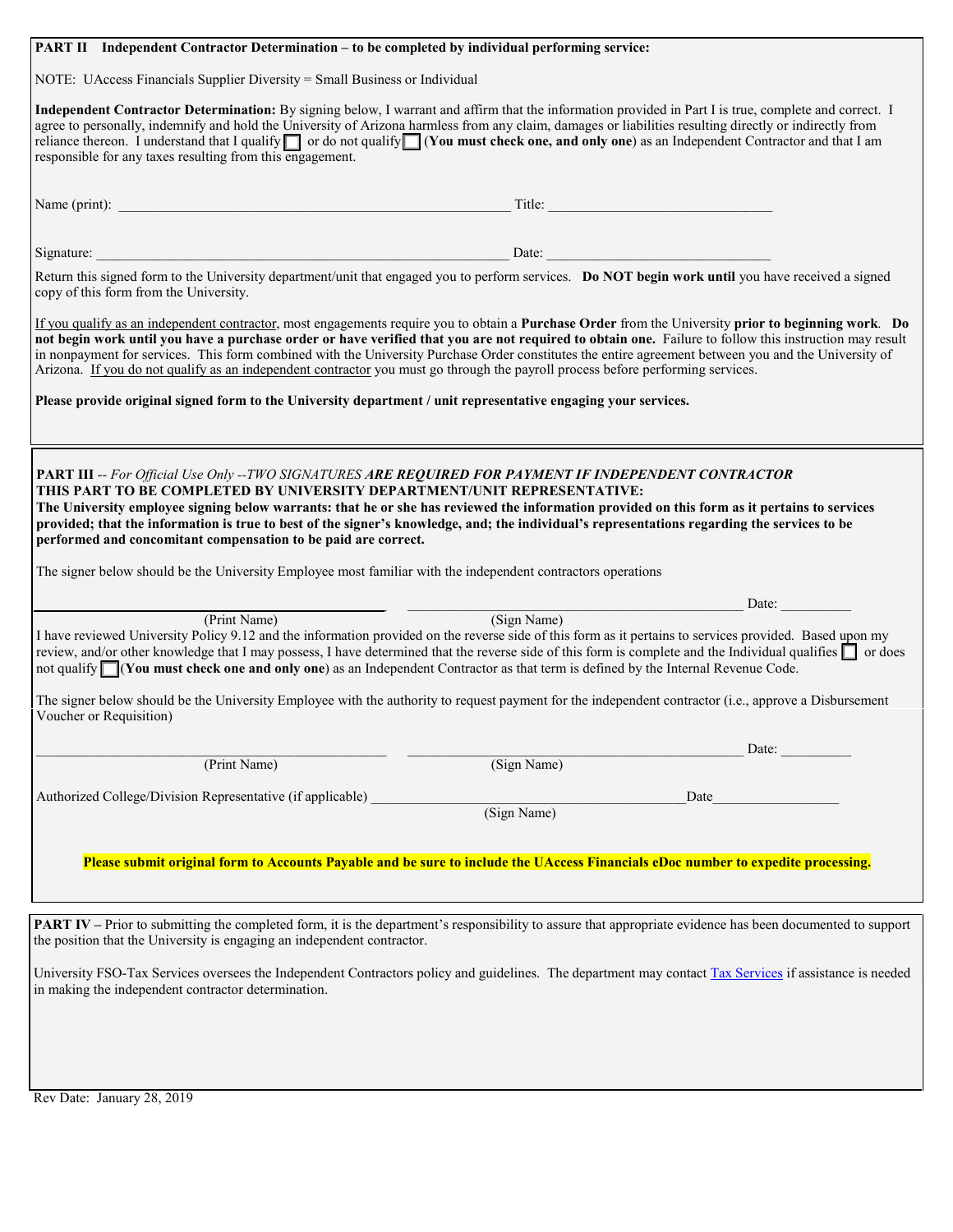**PART II Independent Contractor Determination – to be completed by individual performing service:**

NOTE: UAccess Financials Supplier Diversity = Small Business or Individual

**Independent Contractor Determination:** By signing below, I warrant and affirm that the information provided in Part I is true, complete and correct. I agree to personally, indemnify and hold the University of Arizona harmless from any claim, damages or liabilities resulting directly or indirectly from reliance thereon. I understand that I qualify ☐ or do not qualify ☐ (**You must check one, and only one**) as an Independent Contractor and that I am responsible for any taxes resulting from this engagement.

Name (print): _______________________________________________ Title: ______________________________

Signature: _______________________________________________ Date: ______________________________

Return this signed form to the University department/unit that engaged you to perform services. **Do NOT begin work until** you have received a signed copy of this form from the University.

If you qualify as an independent contractor, most engagements require you to obtain a **Purchase Order** from the University **prior to beginning work**. **Do not begin work until you have a purchase order or have verified that you are not required to obtain one.** Failure to follow this instruction may result in nonpayment for services. This form combined with the University Purchase Order constitutes the entire agreement between you and the University of Arizona. If you do not qualify as an independent contractor you must go through the payroll process before performing services.

**Please provide original signed form to the University department / unit representative engaging your services.**

**PART III** -- *For Official Use Only --TWO SIGNATURES* ***ARE REQUIRED FOR PAYMENT IF INDEPENDENT CONTRACTOR***
**THIS PART TO BE COMPLETED BY UNIVERSITY DEPARTMENT/UNIT REPRESENTATIVE:**
**The University employee signing below warrants: that he or she has reviewed the information provided on this form as it pertains to services provided; that the information is true to best of the signer's knowledge, and; the individual's representations regarding the services to be performed and concomitant compensation to be paid are correct.**

The signer below should be the University Employee most familiar with the independent contractors operations

_______________________________________ _______________________________________ Date: __________
(Print Name) (Sign Name)

I have reviewed University Policy 9.12 and the information provided on the reverse side of this form as it pertains to services provided. Based upon my review, and/or other knowledge that I may possess, I have determined that the reverse side of this form is complete and the Individual qualifies ☐ or does not qualify ☐ (**You must check one and only one**) as an Independent Contractor as that term is defined by the Internal Revenue Code.

The signer below should be the University Employee with the authority to request payment for the independent contractor (i.e., approve a Disbursement Voucher or Requisition)

_______________________________________ _______________________________________ Date: __________
(Print Name) (Sign Name)

Authorized College/Division Representative (if applicable) _______________________________________ Date__________________
(Sign Name)

**Please submit original form to Accounts Payable and be sure to include the UAccess Financials eDoc number to expedite processing.**

**PART IV –** Prior to submitting the completed form, it is the department's responsibility to assure that appropriate evidence has been documented to support the position that the University is engaging an independent contractor.

University FSO-Tax Services oversees the Independent Contractors policy and guidelines. The department may contact Tax Services if assistance is needed in making the independent contractor determination.

Rev Date: January 28, 2019